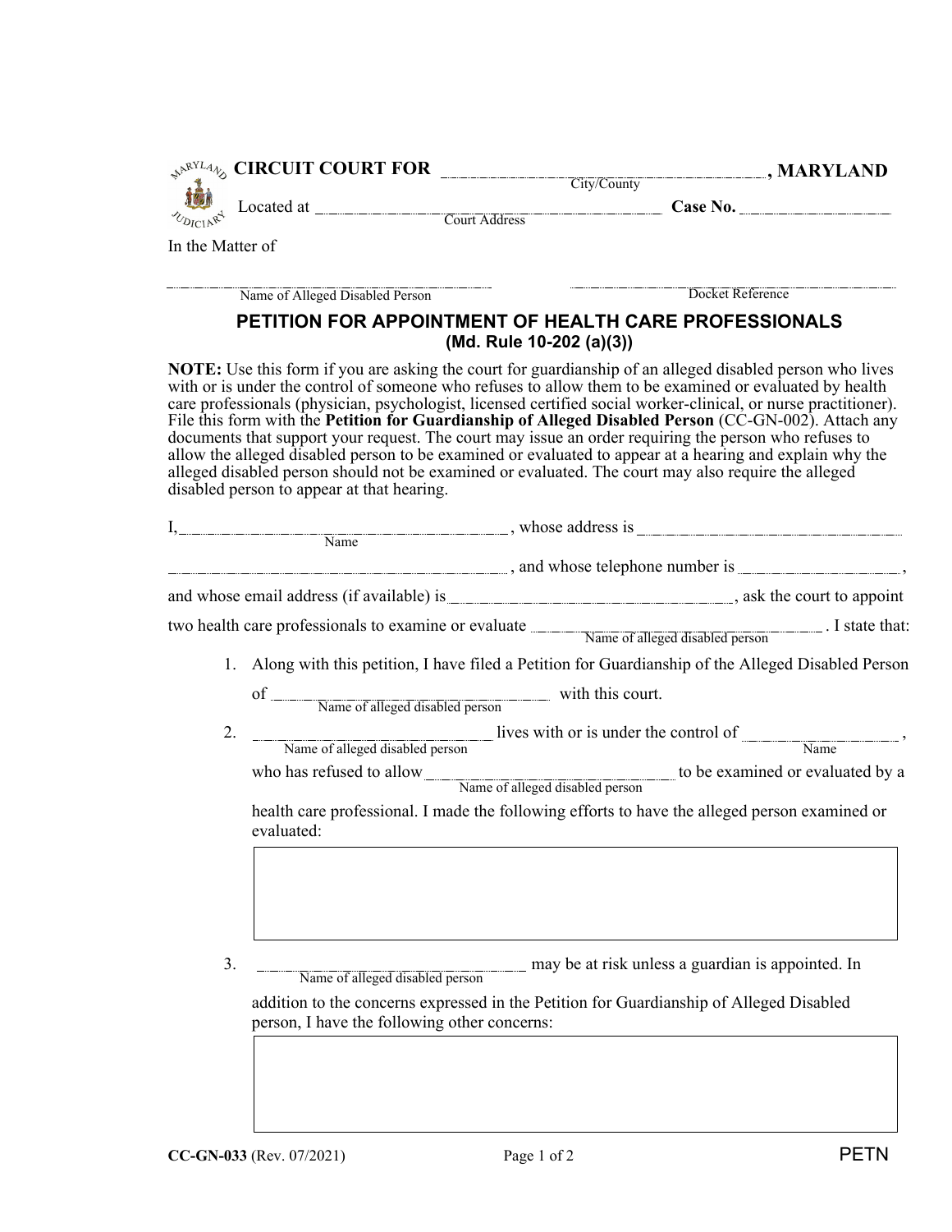**CIRCUIT COURT FOR** ______________________ , **MARYLAND**
City/County

Located at ______________________ **Case No.** ______________
Court Address

In the Matter of

______________________ ______________________
Name of Alleged Disabled Person Docket Reference

## PETITION FOR APPOINTMENT OF HEALTH CARE PROFESSIONALS

**(Md. Rule 10-202 (a)(3))**

**NOTE:** Use this form if you are asking the court for guardianship of an alleged disabled person who lives with or is under the control of someone who refuses to allow them to be examined or evaluated by health care professionals (physician, psychologist, licensed certified social worker-clinical, or nurse practitioner). File this form with the **Petition for Guardianship of Alleged Disabled Person** (CC-GN-002). Attach any documents that support your request. The court may issue an order requiring the person who refuses to allow the alleged disabled person to be examined or evaluated to appear at a hearing and explain why the alleged disabled person should not be examined or evaluated. The court may also require the alleged disabled person to appear at that hearing.

I, ______________________ , whose address is ______________________
Name

______________________ , and whose telephone number is ______________ ,

and whose email address (if available) is ______________________ , ask the court to appoint two health care professionals to examine or evaluate ______________________ . I state that:
Name of alleged disabled person

1. Along with this petition, I have filed a Petition for Guardianship of the Alleged Disabled Person of ______________________ with this court.
   Name of alleged disabled person

2. ______________________ lives with or is under the control of ______________ ,
   Name of alleged disabled person Name
   who has refused to allow ______________________ to be examined or evaluated by a
   Name of alleged disabled person
   health care professional. I made the following efforts to have the alleged person examined or evaluated:

   | |
   |---|
   | |

3. ______________________ may be at risk unless a guardian is appointed. In
   Name of alleged disabled person
   addition to the concerns expressed in the Petition for Guardianship of Alleged Disabled person, I have the following other concerns:

   | |
   |---|
   | |

**CC-GN-033** (Rev. 07/2021) PETN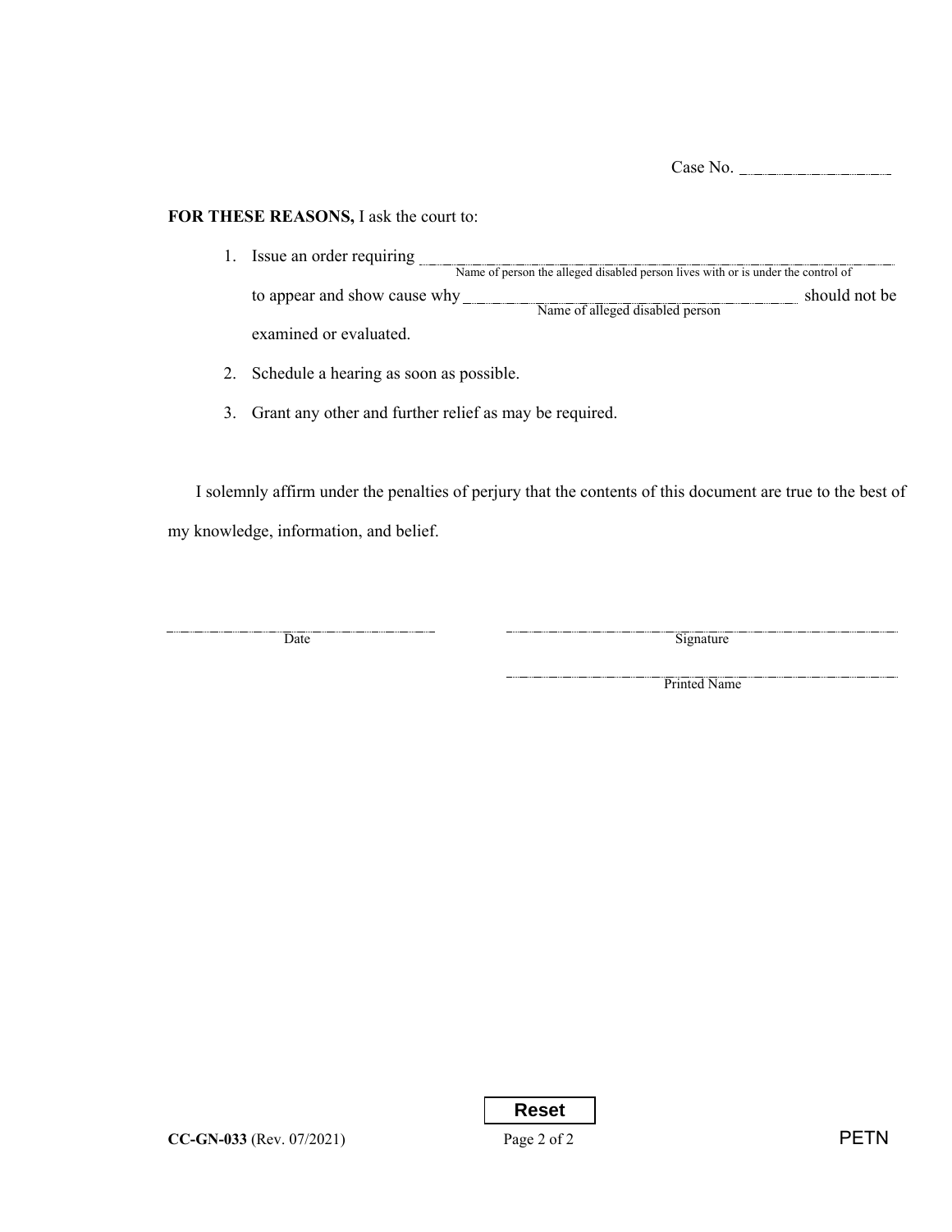Case No. ____________________

**FOR THESE REASONS,** I ask the court to:

1. Issue an order requiring ________________________________________
   Name of person the alleged disabled person lives with or is under the control of
   to appear and show cause why ______________________________ should not be
   Name of alleged disabled person
   examined or evaluated.

2. Schedule a hearing as soon as possible.

3. Grant any other and further relief as may be required.

I solemnly affirm under the penalties of perjury that the contents of this document are true to the best of my knowledge, information, and belief.

______________________________ ______________________________
Date Signature

______________________________
Printed Name

Reset

**CC-GN-033** (Rev. 07/2021) PETN